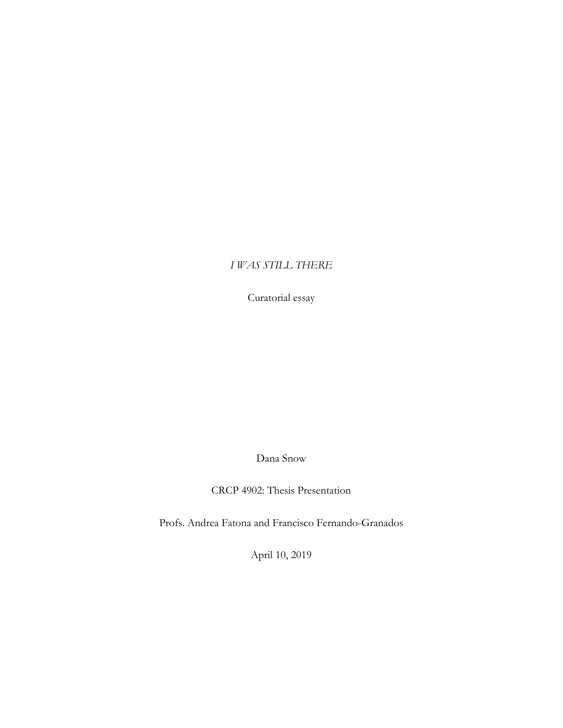*I WAS STILL THERE*

Curatorial essay

Dana Snow

CRCP 4902: Thesis Presentation

Profs. Andrea Fatona and Francisco Fernando-Granados

April 10, 2019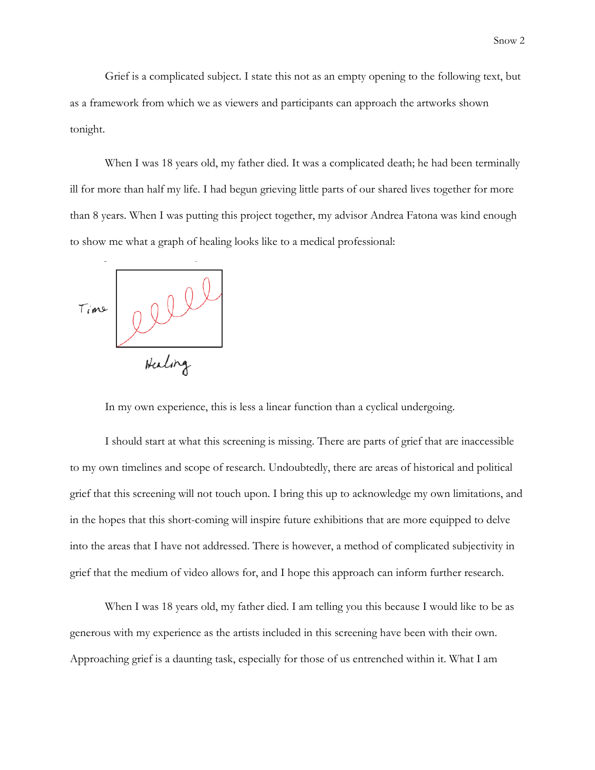Grief is a complicated subject. I state this not as an empty opening to the following text, but as a framework from which we as viewers and participants can approach the artworks shown tonight.

When I was 18 years old, my father died. It was a complicated death; he had been terminally ill for more than half my life. I had begun grieving little parts of our shared lives together for more than 8 years. When I was putting this project together, my advisor Andrea Fatona was kind enough to show me what a graph of healing looks like to a medical professional:

Time

Healing

In my own experience, this is less a linear function than a cyclical undergoing.

I should start at what this screening is missing. There are parts of grief that are inaccessible to my own timelines and scope of research. Undoubtedly, there are areas of historical and political grief that this screening will not touch upon. I bring this up to acknowledge my own limitations, and in the hopes that this short-coming will inspire future exhibitions that are more equipped to delve into the areas that I have not addressed. There is however, a method of complicated subjectivity in grief that the medium of video allows for, and I hope this approach can inform further research.

When I was 18 years old, my father died. I am telling you this because I would like to be as generous with my experience as the artists included in this screening have been with their own. Approaching grief is a daunting task, especially for those of us entrenched within it. What I am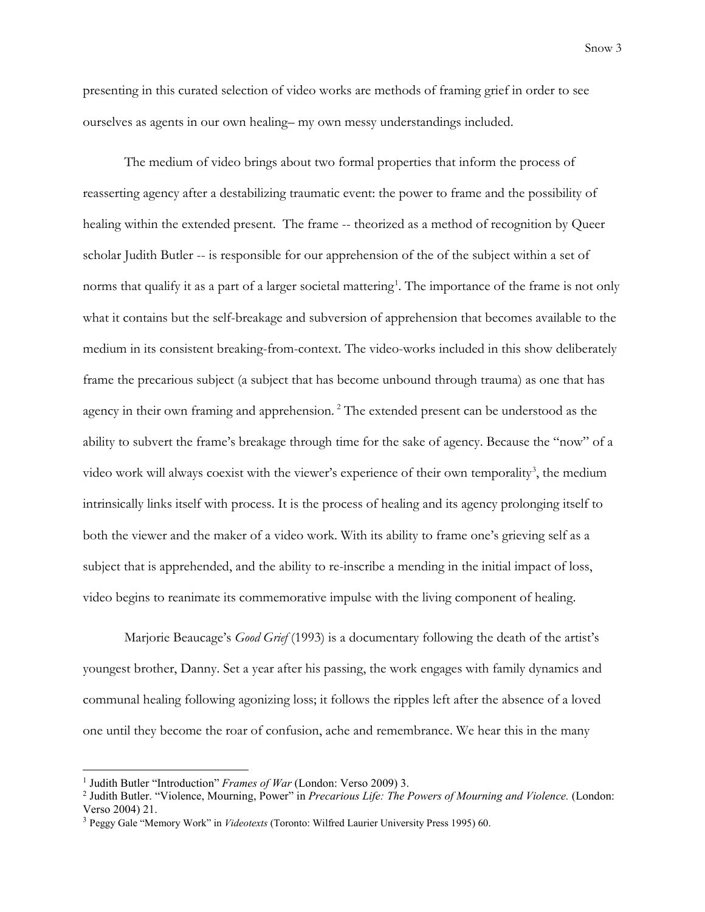presenting in this curated selection of video works are methods of framing grief in order to see ourselves as agents in our own healing– my own messy understandings included.

The medium of video brings about two formal properties that inform the process of reasserting agency after a destabilizing traumatic event: the power to frame and the possibility of healing within the extended present. The frame -- theorized as a method of recognition by Queer scholar Judith Butler -- is responsible for our apprehension of the of the subject within a set of norms that qualify it as a part of a larger societal mattering[1]. The importance of the frame is not only what it contains but the self-breakage and subversion of apprehension that becomes available to the medium in its consistent breaking-from-context. The video-works included in this show deliberately frame the precarious subject (a subject that has become unbound through trauma) as one that has agency in their own framing and apprehension. [2] The extended present can be understood as the ability to subvert the frame's breakage through time for the sake of agency. Because the "now" of a video work will always coexist with the viewer's experience of their own temporality[3], the medium intrinsically links itself with process. It is the process of healing and its agency prolonging itself to both the viewer and the maker of a video work. With its ability to frame one's grieving self as a subject that is apprehended, and the ability to re-inscribe a mending in the initial impact of loss, video begins to reanimate its commemorative impulse with the living component of healing.

Marjorie Beaucage's *Good Grief* (1993) is a documentary following the death of the artist's youngest brother, Danny. Set a year after his passing, the work engages with family dynamics and communal healing following agonizing loss; it follows the ripples left after the absence of a loved one until they become the roar of confusion, ache and remembrance. We hear this in the many

---

[1] Judith Butler "Introduction" *Frames of War* (London: Verso 2009) 3.

[2] Judith Butler. "Violence, Mourning, Power" in *Precarious Life: The Powers of Mourning and Violence.* (London: Verso 2004) 21.

[3] Peggy Gale "Memory Work" in *Videotexts* (Toronto: Wilfred Laurier University Press 1995) 60.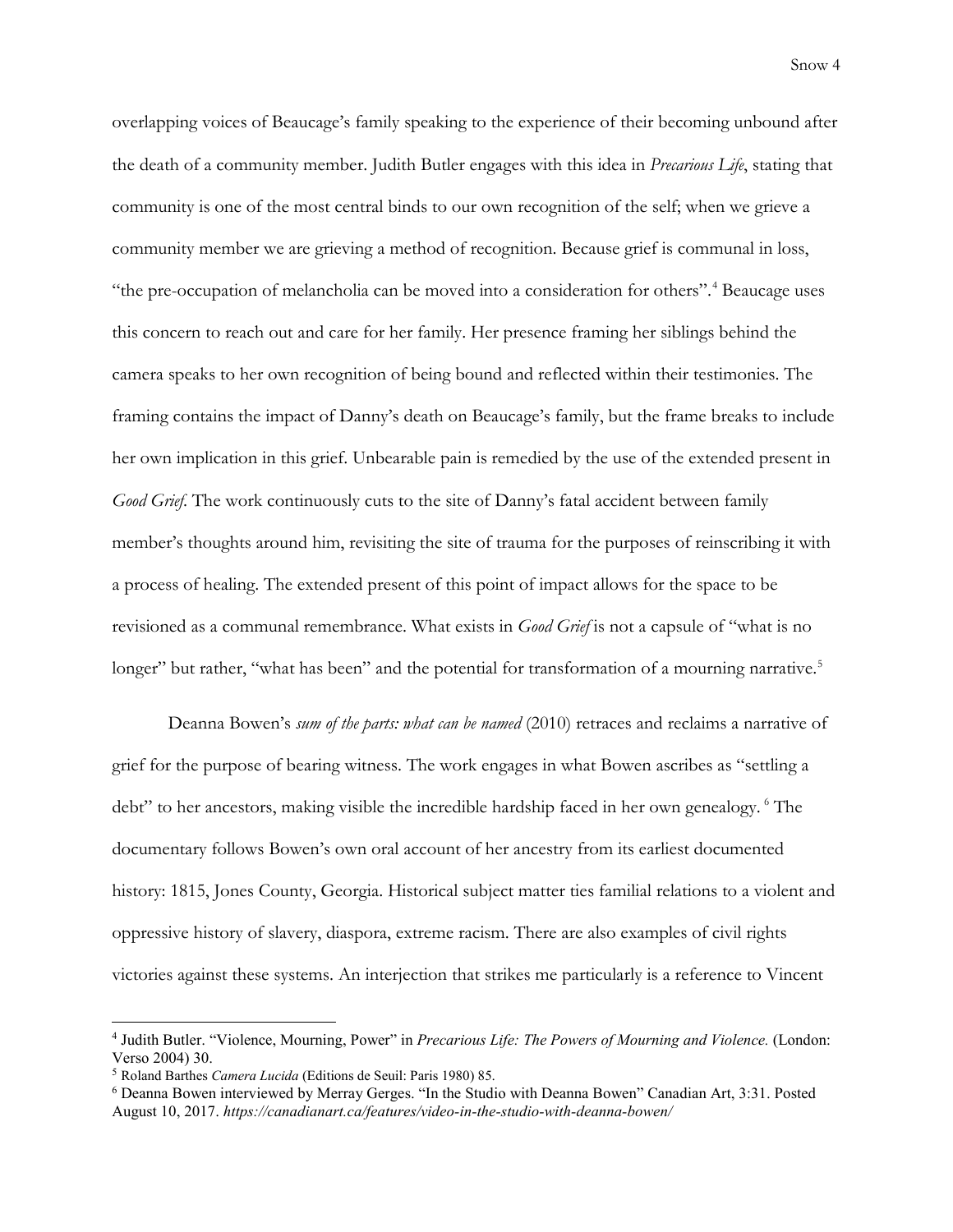overlapping voices of Beaucage's family speaking to the experience of their becoming unbound after the death of a community member. Judith Butler engages with this idea in *Precarious Life*, stating that community is one of the most central binds to our own recognition of the self; when we grieve a community member we are grieving a method of recognition. Because grief is communal in loss, "the pre-occupation of melancholia can be moved into a consideration for others".[4] Beaucage uses this concern to reach out and care for her family. Her presence framing her siblings behind the camera speaks to her own recognition of being bound and reflected within their testimonies. The framing contains the impact of Danny's death on Beaucage's family, but the frame breaks to include her own implication in this grief. Unbearable pain is remedied by the use of the extended present in *Good Grief*. The work continuously cuts to the site of Danny's fatal accident between family member's thoughts around him, revisiting the site of trauma for the purposes of reinscribing it with a process of healing. The extended present of this point of impact allows for the space to be revisioned as a communal remembrance. What exists in *Good Grief* is not a capsule of "what is no longer" but rather, "what has been" and the potential for transformation of a mourning narrative.[5]

Deanna Bowen's *sum of the parts: what can be named* (2010) retraces and reclaims a narrative of grief for the purpose of bearing witness. The work engages in what Bowen ascribes as "settling a debt" to her ancestors, making visible the incredible hardship faced in her own genealogy.[6] The documentary follows Bowen's own oral account of her ancestry from its earliest documented history: 1815, Jones County, Georgia. Historical subject matter ties familial relations to a violent and oppressive history of slavery, diaspora, extreme racism. There are also examples of civil rights victories against these systems. An interjection that strikes me particularly is a reference to Vincent

---

[4] Judith Butler. "Violence, Mourning, Power" in *Precarious Life: The Powers of Mourning and Violence.* (London: Verso 2004) 30.

[5] Roland Barthes *Camera Lucida* (Editions de Seuil: Paris 1980) 85.

[6] Deanna Bowen interviewed by Merray Gerges. "In the Studio with Deanna Bowen" Canadian Art, 3:31. Posted August 10, 2017. *https://canadianart.ca/features/video-in-the-studio-with-deanna-bowen/*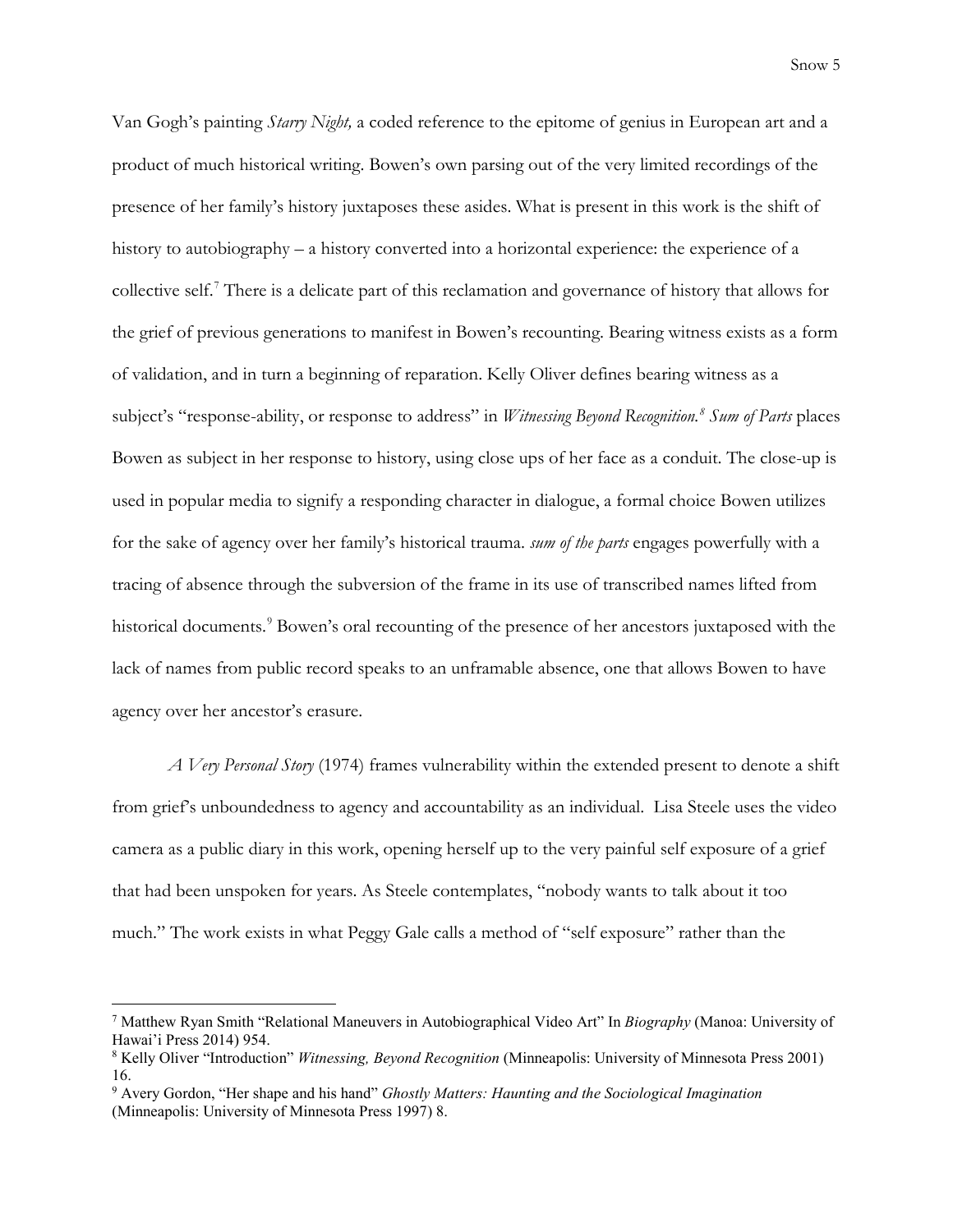Van Gogh's painting *Starry Night,* a coded reference to the epitome of genius in European art and a product of much historical writing. Bowen's own parsing out of the very limited recordings of the presence of her family's history juxtaposes these asides. What is present in this work is the shift of history to autobiography – a history converted into a horizontal experience: the experience of a collective self.[7] There is a delicate part of this reclamation and governance of history that allows for the grief of previous generations to manifest in Bowen's recounting. Bearing witness exists as a form of validation, and in turn a beginning of reparation. Kelly Oliver defines bearing witness as a subject's "response-ability, or response to address" in *Witnessing Beyond Recognition.*[8] *Sum of Parts* places Bowen as subject in her response to history, using close ups of her face as a conduit. The close-up is used in popular media to signify a responding character in dialogue, a formal choice Bowen utilizes for the sake of agency over her family's historical trauma. *sum of the parts* engages powerfully with a tracing of absence through the subversion of the frame in its use of transcribed names lifted from historical documents.[9] Bowen's oral recounting of the presence of her ancestors juxtaposed with the lack of names from public record speaks to an unframable absence, one that allows Bowen to have agency over her ancestor's erasure.

*A Very Personal Story* (1974) frames vulnerability within the extended present to denote a shift from grief's unboundedness to agency and accountability as an individual. Lisa Steele uses the video camera as a public diary in this work, opening herself up to the very painful self exposure of a grief that had been unspoken for years. As Steele contemplates, "nobody wants to talk about it too much." The work exists in what Peggy Gale calls a method of "self exposure" rather than the

---

[7] Matthew Ryan Smith "Relational Maneuvers in Autobiographical Video Art" In *Biography* (Manoa: University of Hawai'i Press 2014) 954.

[8] Kelly Oliver "Introduction" *Witnessing, Beyond Recognition* (Minneapolis: University of Minnesota Press 2001) 16.

[9] Avery Gordon, "Her shape and his hand" *Ghostly Matters: Haunting and the Sociological Imagination* (Minneapolis: University of Minnesota Press 1997) 8.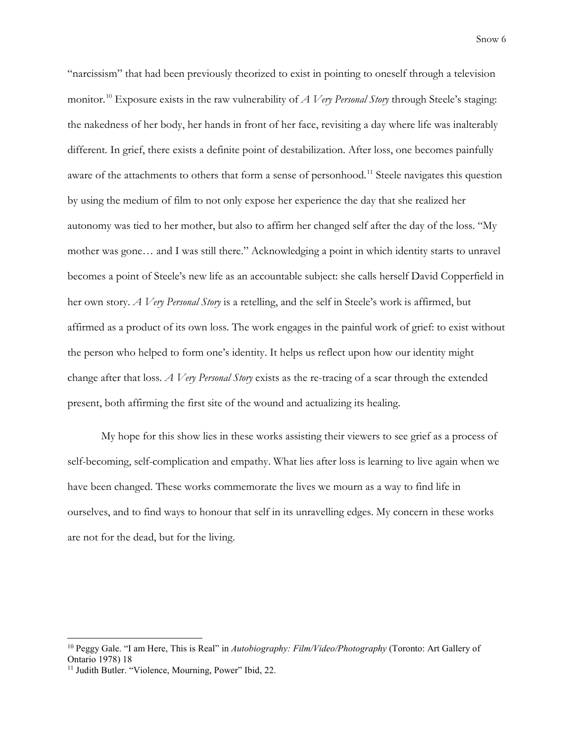"narcissism" that had been previously theorized to exist in pointing to oneself through a television monitor.[10] Exposure exists in the raw vulnerability of *A Very Personal Story* through Steele's staging: the nakedness of her body, her hands in front of her face, revisiting a day where life was inalterably different. In grief, there exists a definite point of destabilization. After loss, one becomes painfully aware of the attachments to others that form a sense of personhood.[11] Steele navigates this question by using the medium of film to not only expose her experience the day that she realized her autonomy was tied to her mother, but also to affirm her changed self after the day of the loss. "My mother was gone… and I was still there." Acknowledging a point in which identity starts to unravel becomes a point of Steele's new life as an accountable subject: she calls herself David Copperfield in her own story. *A Very Personal Story* is a retelling, and the self in Steele's work is affirmed, but affirmed as a product of its own loss. The work engages in the painful work of grief: to exist without the person who helped to form one's identity. It helps us reflect upon how our identity might change after that loss. *A Very Personal Story* exists as the re-tracing of a scar through the extended present, both affirming the first site of the wound and actualizing its healing.

My hope for this show lies in these works assisting their viewers to see grief as a process of self-becoming, self-complication and empathy. What lies after loss is learning to live again when we have been changed. These works commemorate the lives we mourn as a way to find life in ourselves, and to find ways to honour that self in its unravelling edges. My concern in these works are not for the dead, but for the living.

---

[10] Peggy Gale. "I am Here, This is Real" in *Autobiography: Film/Video/Photography* (Toronto: Art Gallery of Ontario 1978) 18

[11] Judith Butler. "Violence, Mourning, Power" Ibid, 22.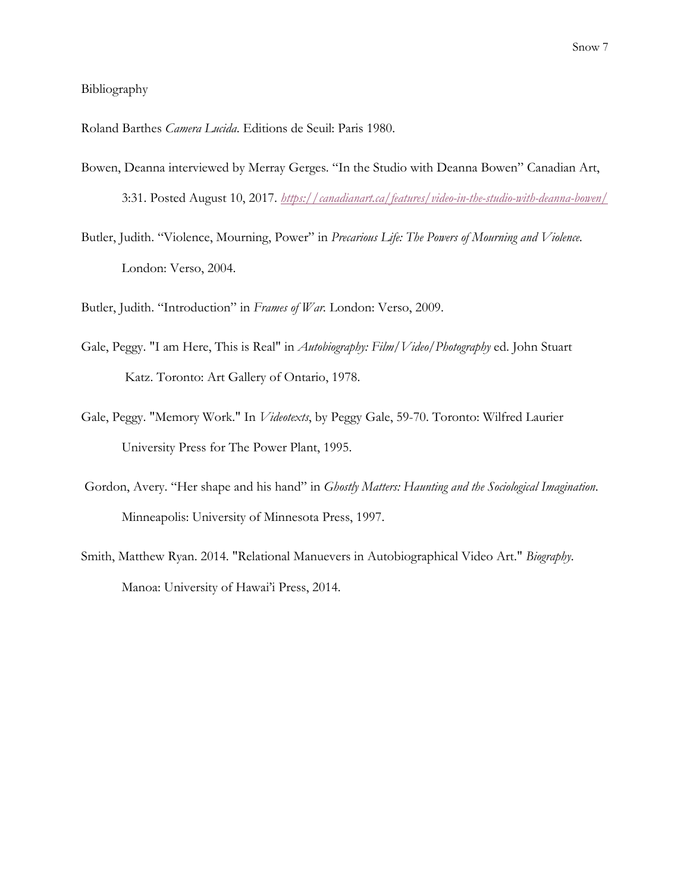Bibliography

Roland Barthes *Camera Lucida*. Editions de Seuil: Paris 1980.

Bowen, Deanna interviewed by Merray Gerges. "In the Studio with Deanna Bowen" Canadian Art, 3:31. Posted August 10, 2017. *https://canadianart.ca/features/video-in-the-studio-with-deanna-bowen/*

Butler, Judith. "Violence, Mourning, Power" in *Precarious Life: The Powers of Mourning and Violence.* London: Verso, 2004.

Butler, Judith. "Introduction" in *Frames of War.* London: Verso, 2009.

Gale, Peggy. "I am Here, This is Real" in *Autobiography: Film/Video/Photography* ed. John Stuart Katz. Toronto: Art Gallery of Ontario, 1978.

Gale, Peggy. "Memory Work." In *Videotexts*, by Peggy Gale, 59-70. Toronto: Wilfred Laurier University Press for The Power Plant, 1995.

Gordon, Avery. "Her shape and his hand" in *Ghostly Matters: Haunting and the Sociological Imagination*. Minneapolis: University of Minnesota Press, 1997.

Smith, Matthew Ryan. 2014. "Relational Manuevers in Autobiographical Video Art." *Biography*. Manoa: University of Hawai'i Press, 2014.